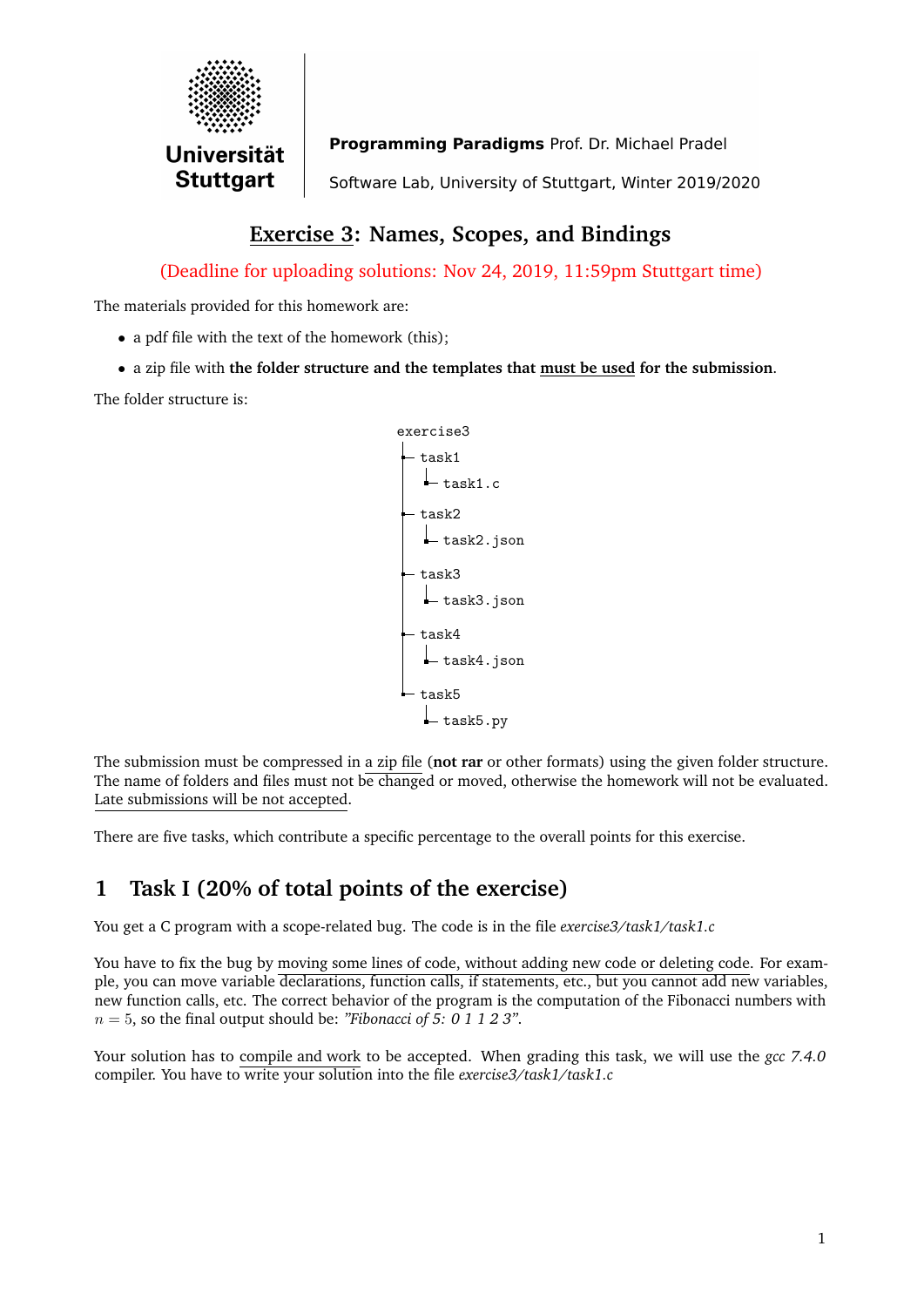Universität Stuttgart

**Programming Paradigms** Prof. Dr. Michael Pradel

Software Lab, University of Stuttgart, Winter 2019/2020

# Exercise 3: Names, Scopes, and Bindings

(Deadline for uploading solutions: Nov 24, 2019, 11:59pm Stuttgart time)

The materials provided for this homework are:

- a pdf file with the text of the homework (this);
- a zip file with **the folder structure and the templates that must be used for the submission**.

The folder structure is:

```
exercise3
├─ task1
│   └─ task1.c
├─ task2
│   └─ task2.json
├─ task3
│   └─ task3.json
├─ task4
│   └─ task4.json
└─ task5
    └─ task5.py
```

The submission must be compressed in a zip file (**not rar** or other formats) using the given folder structure. The name of folders and files must not be changed or moved, otherwise the homework will not be evaluated. Late submissions will be not accepted.

There are five tasks, which contribute a specific percentage to the overall points for this exercise.

## 1 Task I (20% of total points of the exercise)

You get a C program with a scope-related bug. The code is in the file *exercise3/task1/task1.c*

You have to fix the bug by moving some lines of code, without adding new code or deleting code. For example, you can move variable declarations, function calls, if statements, etc., but you cannot add new variables, new function calls, etc. The correct behavior of the program is the computation of the Fibonacci numbers with $n = 5$, so the final output should be: *"Fibonacci of 5: 0 1 1 2 3"*.

Your solution has to compile and work to be accepted. When grading this task, we will use the *gcc 7.4.0* compiler. You have to write your solution into the file *exercise3/task1/task1.c*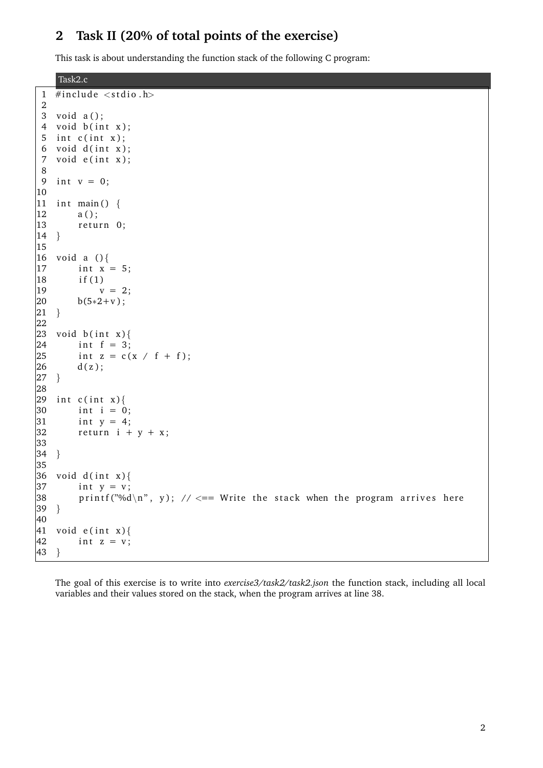## 2 Task II (20% of total points of the exercise)

This task is about understanding the function stack of the following C program:

Task2.c

```c
#include <stdio.h>

void a();
void b(int x);
int c(int x);
void d(int x);
void e(int x);

int v = 0;

int main() {
    a();
    return 0;
}

void a (){
    int x = 5;
    if(1)
        v = 2;
    b(5*2+v);
}

void b(int x){
    int f = 3;
    int z = c(x / f + f);
    d(z);
}

int c(int x){
    int i = 0;
    int y = 4;
    return i + y + x;

}

void d(int x){
    int y = v;
    printf("%d\n", y); // <== Write the stack when the program arrives here
}

void e(int x){
    int z = v;
}
```

The goal of this exercise is to write into *exercise3/task2/task2.json* the function stack, including all local variables and their values stored on the stack, when the program arrives at line 38.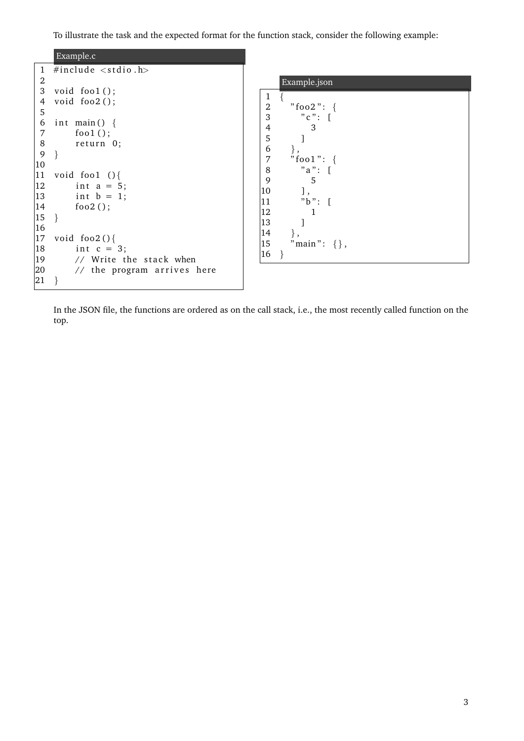To illustrate the task and the expected format for the function stack, consider the following example:

Example.c

```c
#include <stdio.h>

void foo1();
void foo2();

int main() {
    foo1();
    return 0;
}

void foo1 (){
    int a = 5;
    int b = 1;
    foo2();
}

void foo2(){
    int c = 3;
    // Write the stack when
    // the program arrives here
}
```

Example.json

```json
{
  "foo2": {
    "c": [
      3
    ]
  },
  "foo1": {
    "a": [
      5
    ],
    "b": [
      1
    ]
  },
  "main": {},
}
```

In the JSON file, the functions are ordered as on the call stack, i.e., the most recently called function on the top.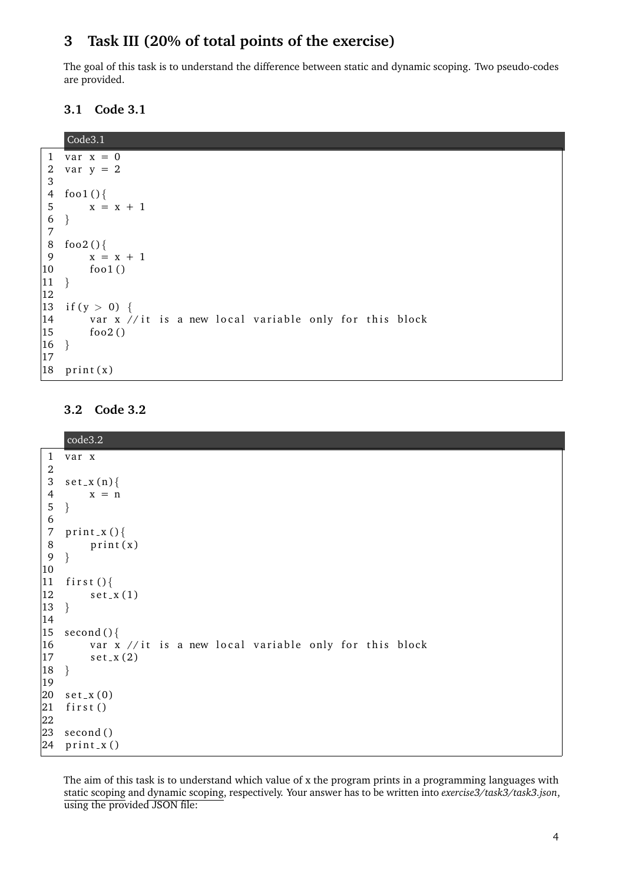# 3 Task III (20% of total points of the exercise)

The goal of this task is to understand the difference between static and dynamic scoping. Two pseudo-codes are provided.

## 3.1 Code 3.1

Code3.1

```
var x = 0
var y = 2

foo1(){
    x = x + 1
}

foo2(){
    x = x + 1
    foo1()
}

if(y > 0) {
    var x //it is a new local variable only for this block
    foo2()
}

print(x)
```

## 3.2 Code 3.2

code3.2

```
var x

set_x(n){
    x = n
}

print_x(){
    print(x)
}

first(){
    set_x(1)
}

second(){
    var x //it is a new local variable only for this block
    set_x(2)
}

set_x(0)
first()

second()
print_x()
```

The aim of this task is to understand which value of x the program prints in a programming languages with static scoping and dynamic scoping, respectively. Your answer has to be written into *exercise3/task3/task3.json*, using the provided JSON file: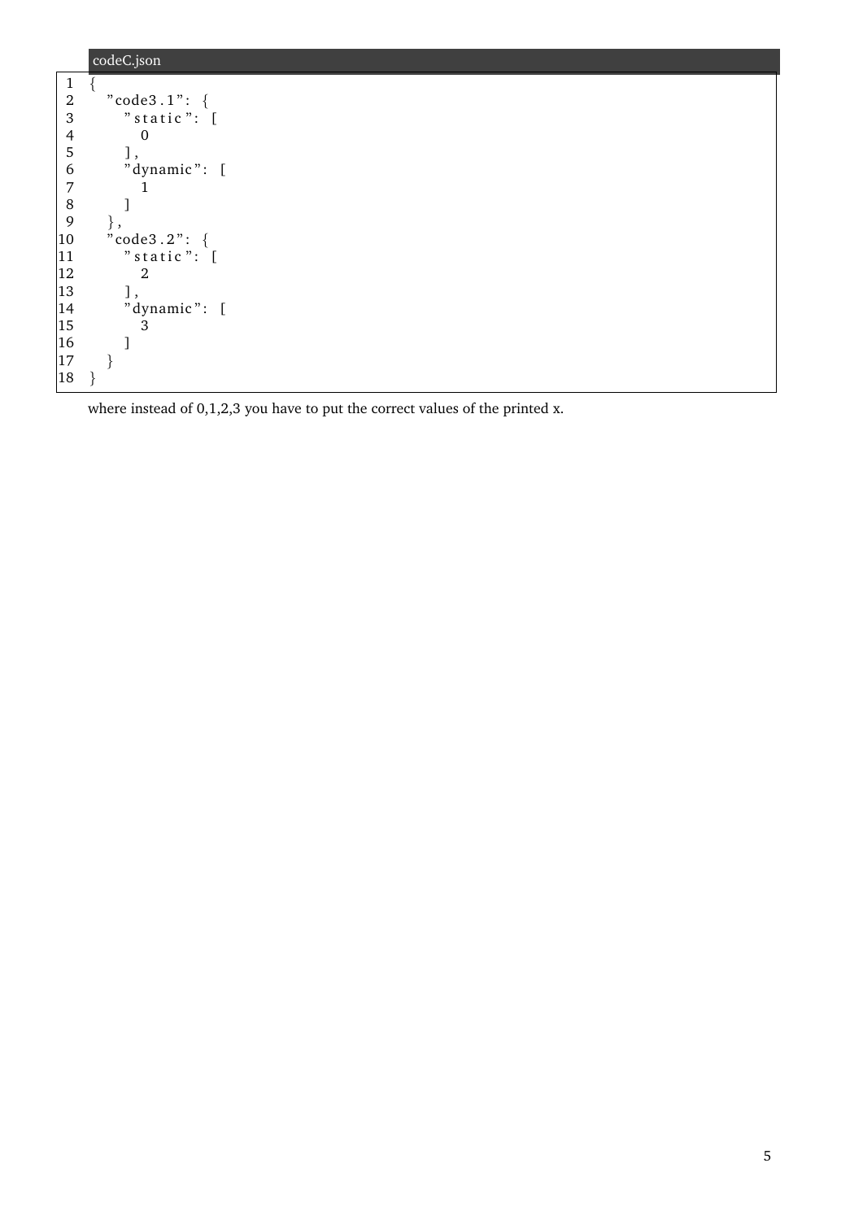codeC.json

```
{
  "code3.1": {
    "static": [
      0
    ],
    "dynamic": [
      1
    ]
  },
  "code3.2": {
    "static": [
      2
    ],
    "dynamic": [
      3
    ]
  }
}
```

where instead of 0,1,2,3 you have to put the correct values of the printed x.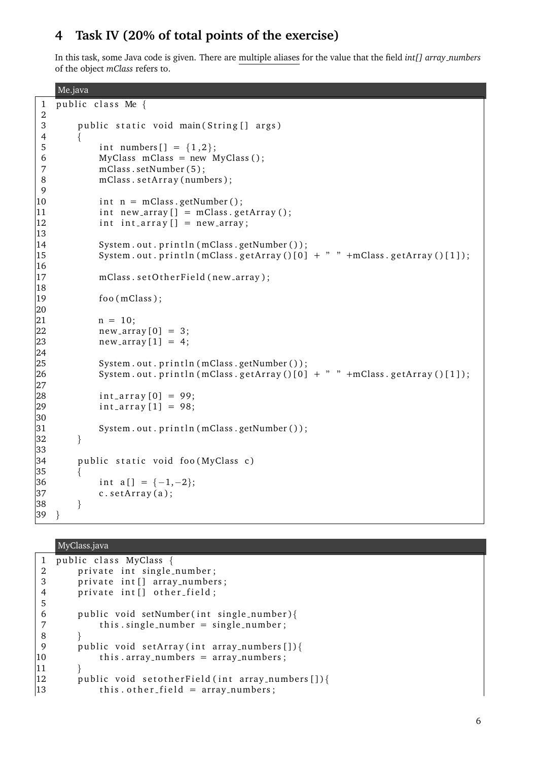## 4 Task IV (20% of total points of the exercise)

In this task, some Java code is given. There are multiple aliases for the value that the field *int[] array_numbers* of the object *mClass* refers to.

Me.java

```java
public class Me {

    public static void main(String[] args)
    {
        int numbers[] = {1,2};
        MyClass mClass = new MyClass();
        mClass.setNumber(5);
        mClass.setArray(numbers);

        int n = mClass.getNumber();
        int new_array[] = mClass.getArray();
        int int_array[] = new_array;

        System.out.println(mClass.getNumber());
        System.out.println(mClass.getArray()[0] + " " +mClass.getArray()[1]);

        mClass.setOtherField(new_array);

        foo(mClass);

        n = 10;
        new_array[0] = 3;
        new_array[1] = 4;

        System.out.println(mClass.getNumber());
        System.out.println(mClass.getArray()[0] + " " +mClass.getArray()[1]);

        int_array[0] = 99;
        int_array[1] = 98;

        System.out.println(mClass.getNumber());
    }

    public static void foo(MyClass c)
    {
        int a[] = {-1,-2};
        c.setArray(a);
    }
}
```

MyClass.java

```java
public class MyClass {
    private int single_number;
    private int[] array_numbers;
    private int[] other_field;

    public void setNumber(int single_number){
        this.single_number = single_number;
    }
    public void setArray(int array_numbers[]){
        this.array_numbers = array_numbers;
    }
    public void setotherField(int array_numbers[]){
        this.other_field = array_numbers;
```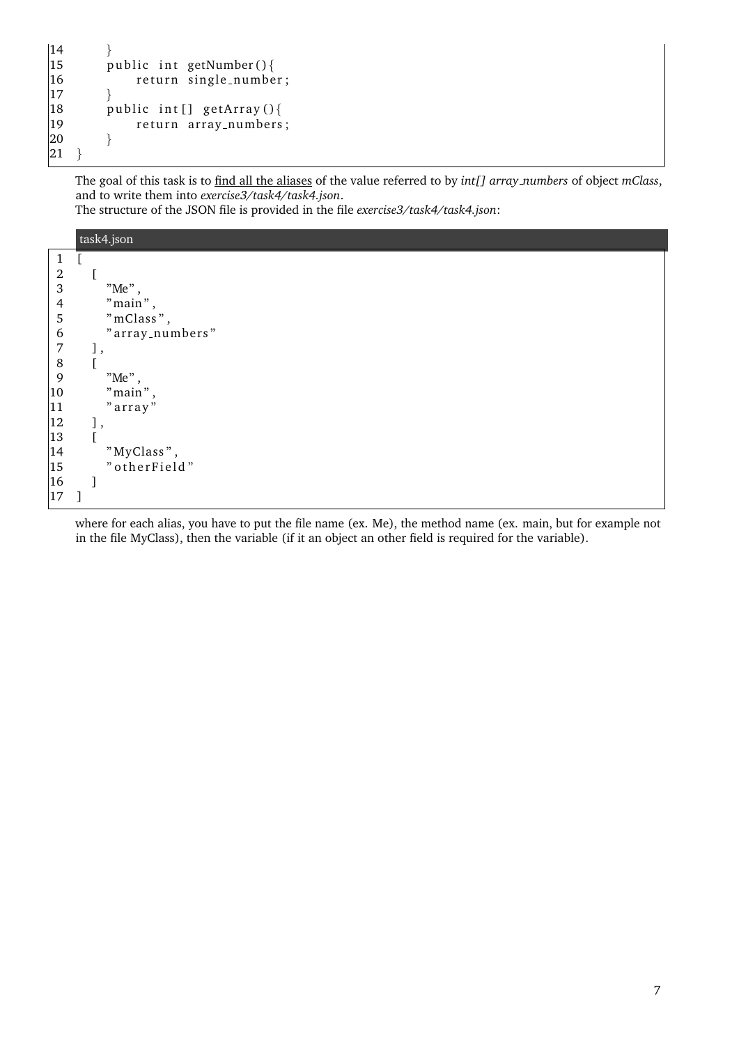```
14      }
15      public int getNumber(){
16          return single_number;
17      }
18      public int[] getArray(){
19          return array_numbers;
20      }
21  }
```

The goal of this task is to find all the aliases of the value referred to by *int[] array_numbers* of object *mClass*, and to write them into *exercise3/task4/task4.json*.
The structure of the JSON file is provided in the file *exercise3/task4/task4.json*:

task4.json

```
1  [
2    [
3      "Me",
4      "main",
5      "mClass",
6      "array_numbers"
7    ],
8    [
9      "Me",
10     "main",
11     "array"
12   ],
13   [
14     "MyClass",
15     "otherField"
16   ]
17 ]
```

where for each alias, you have to put the file name (ex. Me), the method name (ex. main, but for example not in the file MyClass), then the variable (if it an object an other field is required for the variable).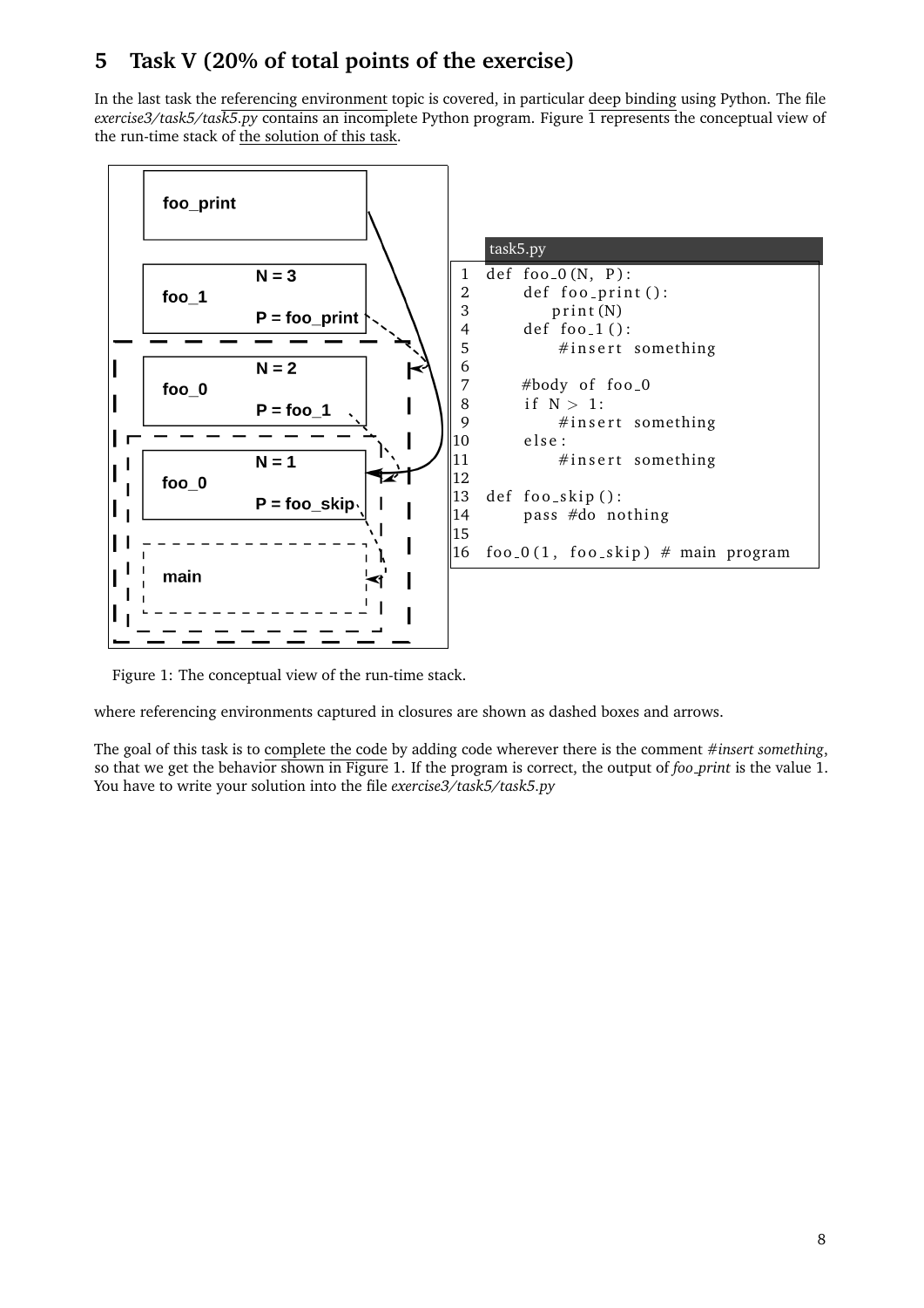# 5 Task V (20% of total points of the exercise)

In the last task the referencing environment topic is covered, in particular deep binding using Python. The file *exercise3/task5/task5.py* contains an incomplete Python program. Figure 1 represents the conceptual view of the run-time stack of the solution of this task.

foo_print

foo_1
N = 3
P = foo_print

foo_0
N = 2
P = foo_1

foo_0
N = 1
P = foo_skip

main

task5.py

```
1  def foo_0(N, P):
2      def foo_print():
3          print(N)
4      def foo_1():
5          #insert something
6
7      #body of foo_0
8      if N > 1:
9          #insert something
10     else:
11         #insert something
12
13 def foo_skip():
14     pass #do nothing
15
16 foo_0(1, foo_skip) # main program
```

Figure 1: The conceptual view of the run-time stack.

where referencing environments captured in closures are shown as dashed boxes and arrows.

The goal of this task is to complete the code by adding code wherever there is the comment *#insert something*, so that we get the behavior shown in Figure 1. If the program is correct, the output of *foo_print* is the value 1. You have to write your solution into the file *exercise3/task5/task5.py*